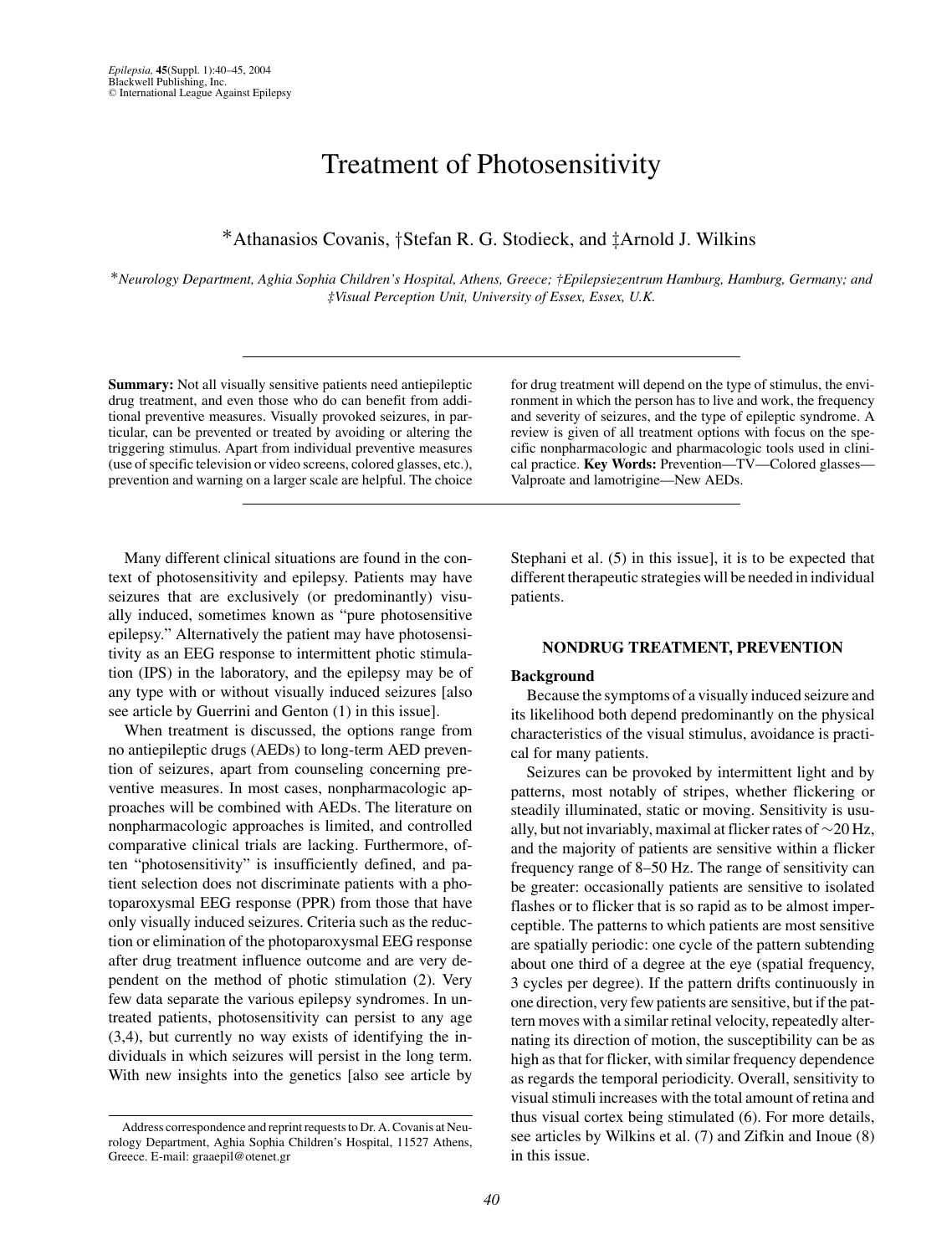# Treatment of Photosensitivity

*Athanasios Covanis, †Stefan R. G. Stodieck, and ‡Arnold J. Wilkins

*Neurology Department, Aghia Sophia Children's Hospital, Athens, Greece; †Epilepsiezentrum Hamburg, Hamburg, Germany; and ‡Visual Perception Unit, University of Essex, Essex, U.K.*

**Summary:** Not all visually sensitive patients need antiepileptic drug treatment, and even those who do can benefit from additional preventive measures. Visually provoked seizures, in particular, can be prevented or treated by avoiding or altering the triggering stimulus. Apart from individual preventive measures (use of specific television or video screens, colored glasses, etc.), prevention and warning on a larger scale are helpful. The choice for drug treatment will depend on the type of stimulus, the environment in which the person has to live and work, the frequency and severity of seizures, and the type of epileptic syndrome. A review is given of all treatment options with focus on the specific nonpharmacologic and pharmacologic tools used in clinical practice. **Key Words:** Prevention—TV—Colored glasses—Valproate and lamotrigine—New AEDs.

Many different clinical situations are found in the context of photosensitivity and epilepsy. Patients may have seizures that are exclusively (or predominantly) visually induced, sometimes known as "pure photosensitive epilepsy." Alternatively the patient may have photosensitivity as an EEG response to intermittent photic stimulation (IPS) in the laboratory, and the epilepsy may be of any type with or without visually induced seizures [also see article by Guerrini and Genton (1) in this issue].

When treatment is discussed, the options range from no antiepileptic drugs (AEDs) to long-term AED prevention of seizures, apart from counseling concerning preventive measures. In most cases, nonpharmacologic approaches will be combined with AEDs. The literature on nonpharmacologic approaches is limited, and controlled comparative clinical trials are lacking. Furthermore, often "photosensitivity" is insufficiently defined, and patient selection does not discriminate patients with a photoparoxysmal EEG response (PPR) from those that have only visually induced seizures. Criteria such as the reduction or elimination of the photoparoxysmal EEG response after drug treatment influence outcome and are very dependent on the method of photic stimulation (2). Very few data separate the various epilepsy syndromes. In untreated patients, photosensitivity can persist to any age (3,4), but currently no way exists of identifying the individuals in which seizures will persist in the long term. With new insights into the genetics [also see article by Stephani et al. (5) in this issue], it is to be expected that different therapeutic strategies will be needed in individual patients.

## NONDRUG TREATMENT, PREVENTION

### Background

Because the symptoms of a visually induced seizure and its likelihood both depend predominantly on the physical characteristics of the visual stimulus, avoidance is practical for many patients.

Seizures can be provoked by intermittent light and by patterns, most notably of stripes, whether flickering or steadily illuminated, static or moving. Sensitivity is usually, but not invariably, maximal at flicker rates of ~20 Hz, and the majority of patients are sensitive within a flicker frequency range of 8–50 Hz. The range of sensitivity can be greater: occasionally patients are sensitive to isolated flashes or to flicker that is so rapid as to be almost imperceptible. The patterns to which patients are most sensitive are spatially periodic: one cycle of the pattern subtending about one third of a degree at the eye (spatial frequency, 3 cycles per degree). If the pattern drifts continuously in one direction, very few patients are sensitive, but if the pattern moves with a similar retinal velocity, repeatedly alternating its direction of motion, the susceptibility can be as high as that for flicker, with similar frequency dependence as regards the temporal periodicity. Overall, sensitivity to visual stimuli increases with the total amount of retina and thus visual cortex being stimulated (6). For more details, see articles by Wilkins et al. (7) and Zifkin and Inoue (8) in this issue.

Address correspondence and reprint requests to Dr. A. Covanis at Neurology Department, Aghia Sophia Children's Hospital, 11527 Athens, Greece. E-mail: graaepil@otenet.gr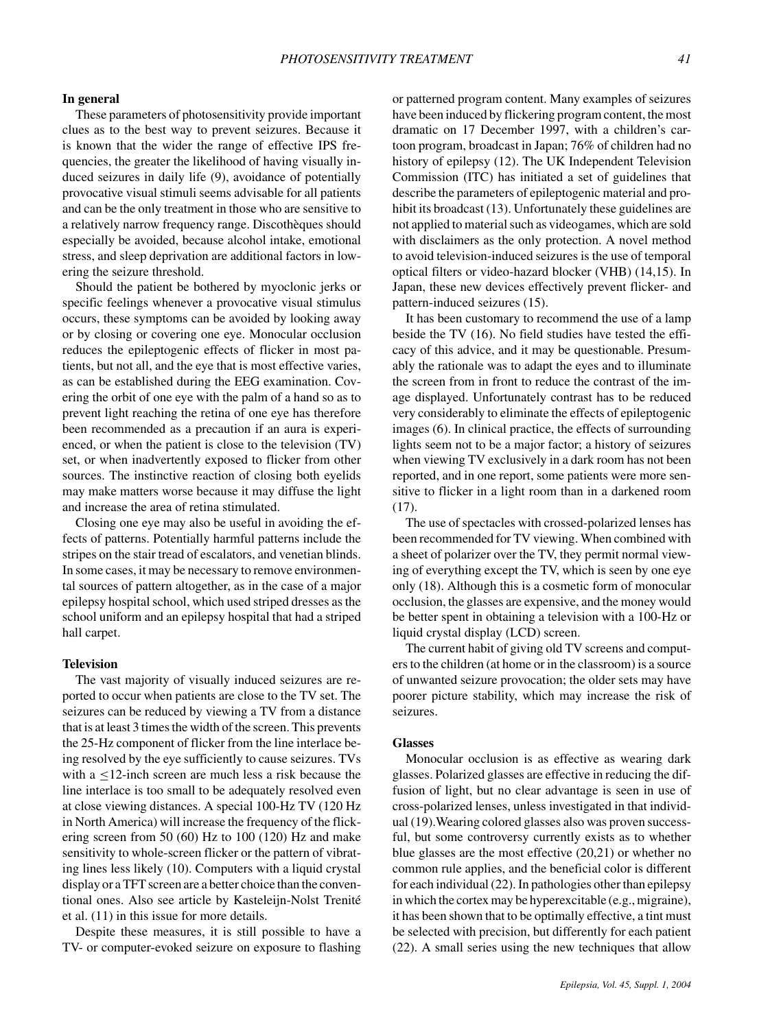### In general

These parameters of photosensitivity provide important clues as to the best way to prevent seizures. Because it is known that the wider the range of effective IPS frequencies, the greater the likelihood of having visually induced seizures in daily life (9), avoidance of potentially provocative visual stimuli seems advisable for all patients and can be the only treatment in those who are sensitive to a relatively narrow frequency range. Discothèques should especially be avoided, because alcohol intake, emotional stress, and sleep deprivation are additional factors in lowering the seizure threshold.

Should the patient be bothered by myoclonic jerks or specific feelings whenever a provocative visual stimulus occurs, these symptoms can be avoided by looking away or by closing or covering one eye. Monocular occlusion reduces the epileptogenic effects of flicker in most patients, but not all, and the eye that is most effective varies, as can be established during the EEG examination. Covering the orbit of one eye with the palm of a hand so as to prevent light reaching the retina of one eye has therefore been recommended as a precaution if an aura is experienced, or when the patient is close to the television (TV) set, or when inadvertently exposed to flicker from other sources. The instinctive reaction of closing both eyelids may make matters worse because it may diffuse the light and increase the area of retina stimulated.

Closing one eye may also be useful in avoiding the effects of patterns. Potentially harmful patterns include the stripes on the stair tread of escalators, and venetian blinds. In some cases, it may be necessary to remove environmental sources of pattern altogether, as in the case of a major epilepsy hospital school, which used striped dresses as the school uniform and an epilepsy hospital that had a striped hall carpet.

### Television

The vast majority of visually induced seizures are reported to occur when patients are close to the TV set. The seizures can be reduced by viewing a TV from a distance that is at least 3 times the width of the screen. This prevents the 25-Hz component of flicker from the line interlace being resolved by the eye sufficiently to cause seizures. TVs with a ≤12-inch screen are much less a risk because the line interlace is too small to be adequately resolved even at close viewing distances. A special 100-Hz TV (120 Hz in North America) will increase the frequency of the flickering screen from 50 (60) Hz to 100 (120) Hz and make sensitivity to whole-screen flicker or the pattern of vibrating lines less likely (10). Computers with a liquid crystal display or a TFT screen are a better choice than the conventional ones. Also see article by Kasteleijn-Nolst Trenité et al. (11) in this issue for more details.

Despite these measures, it is still possible to have a TV- or computer-evoked seizure on exposure to flashing or patterned program content. Many examples of seizures have been induced by flickering program content, the most dramatic on 17 December 1997, with a children's cartoon program, broadcast in Japan; 76% of children had no history of epilepsy (12). The UK Independent Television Commission (ITC) has initiated a set of guidelines that describe the parameters of epileptogenic material and prohibit its broadcast (13). Unfortunately these guidelines are not applied to material such as videogames, which are sold with disclaimers as the only protection. A novel method to avoid television-induced seizures is the use of temporal optical filters or video-hazard blocker (VHB) (14,15). In Japan, these new devices effectively prevent flicker- and pattern-induced seizures (15).

It has been customary to recommend the use of a lamp beside the TV (16). No field studies have tested the efficacy of this advice, and it may be questionable. Presumably the rationale was to adapt the eyes and to illuminate the screen from in front to reduce the contrast of the image displayed. Unfortunately contrast has to be reduced very considerably to eliminate the effects of epileptogenic images (6). In clinical practice, the effects of surrounding lights seem not to be a major factor; a history of seizures when viewing TV exclusively in a dark room has not been reported, and in one report, some patients were more sensitive to flicker in a light room than in a darkened room (17).

The use of spectacles with crossed-polarized lenses has been recommended for TV viewing. When combined with a sheet of polarizer over the TV, they permit normal viewing of everything except the TV, which is seen by one eye only (18). Although this is a cosmetic form of monocular occlusion, the glasses are expensive, and the money would be better spent in obtaining a television with a 100-Hz or liquid crystal display (LCD) screen.

The current habit of giving old TV screens and computers to the children (at home or in the classroom) is a source of unwanted seizure provocation; the older sets may have poorer picture stability, which may increase the risk of seizures.

### Glasses

Monocular occlusion is as effective as wearing dark glasses. Polarized glasses are effective in reducing the diffusion of light, but no clear advantage is seen in use of cross-polarized lenses, unless investigated in that individual (19). Wearing colored glasses also was proven successful, but some controversy currently exists as to whether blue glasses are the most effective (20,21) or whether no common rule applies, and the beneficial color is different for each individual (22). In pathologies other than epilepsy in which the cortex may be hyperexcitable (e.g., migraine), it has been shown that to be optimally effective, a tint must be selected with precision, but differently for each patient (22). A small series using the new techniques that allow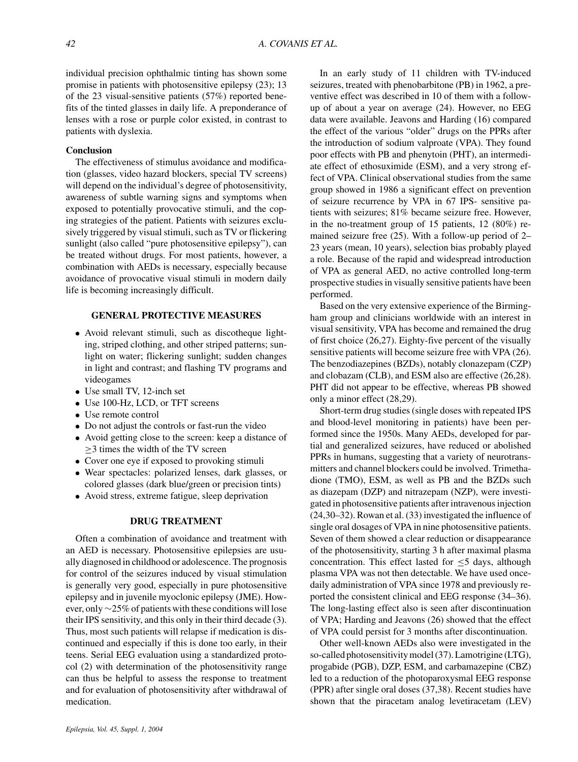individual precision ophthalmic tinting has shown some promise in patients with photosensitive epilepsy (23); 13 of the 23 visual-sensitive patients (57%) reported benefits of the tinted glasses in daily life. A preponderance of lenses with a rose or purple color existed, in contrast to patients with dyslexia.

### Conclusion

The effectiveness of stimulus avoidance and modification (glasses, video hazard blockers, special TV screens) will depend on the individual's degree of photosensitivity, awareness of subtle warning signs and symptoms when exposed to potentially provocative stimuli, and the coping strategies of the patient. Patients with seizures exclusively triggered by visual stimuli, such as TV or flickering sunlight (also called "pure photosensitive epilepsy"), can be treated without drugs. For most patients, however, a combination with AEDs is necessary, especially because avoidance of provocative visual stimuli in modern daily life is becoming increasingly difficult.

## GENERAL PROTECTIVE MEASURES

- Avoid relevant stimuli, such as discotheque lighting, striped clothing, and other striped patterns; sunlight on water; flickering sunlight; sudden changes in light and contrast; and flashing TV programs and videogames
- Use small TV, 12-inch set
- Use 100-Hz, LCD, or TFT screens
- Use remote control
- Do not adjust the controls or fast-run the video
- Avoid getting close to the screen: keep a distance of ≥3 times the width of the TV screen
- Cover one eye if exposed to provoking stimuli
- Wear spectacles: polarized lenses, dark glasses, or colored glasses (dark blue/green or precision tints)
- Avoid stress, extreme fatigue, sleep deprivation

## DRUG TREATMENT

Often a combination of avoidance and treatment with an AED is necessary. Photosensitive epilepsies are usually diagnosed in childhood or adolescence. The prognosis for control of the seizures induced by visual stimulation is generally very good, especially in pure photosensitive epilepsy and in juvenile myoclonic epilepsy (JME). However, only ~25% of patients with these conditions will lose their IPS sensitivity, and this only in their third decade (3). Thus, most such patients will relapse if medication is discontinued and especially if this is done too early, in their teens. Serial EEG evaluation using a standardized protocol (2) with determination of the photosensitivity range can thus be helpful to assess the response to treatment and for evaluation of photosensitivity after withdrawal of medication.

In an early study of 11 children with TV-induced seizures, treated with phenobarbitone (PB) in 1962, a preventive effect was described in 10 of them with a follow-up of about a year on average (24). However, no EEG data were available. Jeavons and Harding (16) compared the effect of the various "older" drugs on the PPRs after the introduction of sodium valproate (VPA). They found poor effects with PB and phenytoin (PHT), an intermediate effect of ethosuximide (ESM), and a very strong effect of VPA. Clinical observational studies from the same group showed in 1986 a significant effect on prevention of seizure recurrence by VPA in 67 IPS- sensitive patients with seizures; 81% became seizure free. However, in the no-treatment group of 15 patients, 12 (80%) remained seizure free (25). With a follow-up period of 2–23 years (mean, 10 years), selection bias probably played a role. Because of the rapid and widespread introduction of VPA as general AED, no active controlled long-term prospective studies in visually sensitive patients have been performed.

Based on the very extensive experience of the Birmingham group and clinicians worldwide with an interest in visual sensitivity, VPA has become and remained the drug of first choice (26,27). Eighty-five percent of the visually sensitive patients will become seizure free with VPA (26). The benzodiazepines (BZDs), notably clonazepam (CZP) and clobazam (CLB), and ESM also are effective (26,28). PHT did not appear to be effective, whereas PB showed only a minor effect (28,29).

Short-term drug studies (single doses with repeated IPS and blood-level monitoring in patients) have been performed since the 1950s. Many AEDs, developed for partial and generalized seizures, have reduced or abolished PPRs in humans, suggesting that a variety of neurotransmitters and channel blockers could be involved. Trimethadione (TMO), ESM, as well as PB and the BZDs such as diazepam (DZP) and nitrazepam (NZP), were investigated in photosensitive patients after intravenous injection (24,30–32). Rowan et al. (33) investigated the influence of single oral dosages of VPA in nine photosensitive patients. Seven of them showed a clear reduction or disappearance of the photosensitivity, starting 3 h after maximal plasma concentration. This effect lasted for ≤5 days, although plasma VPA was not then detectable. We have used once-daily administration of VPA since 1978 and previously reported the consistent clinical and EEG response (34–36). The long-lasting effect also is seen after discontinuation of VPA; Harding and Jeavons (26) showed that the effect of VPA could persist for 3 months after discontinuation.

Other well-known AEDs also were investigated in the so-called photosensitivity model (37). Lamotrigine (LTG), progabide (PGB), DZP, ESM, and carbamazepine (CBZ) led to a reduction of the photoparoxysmal EEG response (PPR) after single oral doses (37,38). Recent studies have shown that the piracetam analog levetiracetam (LEV)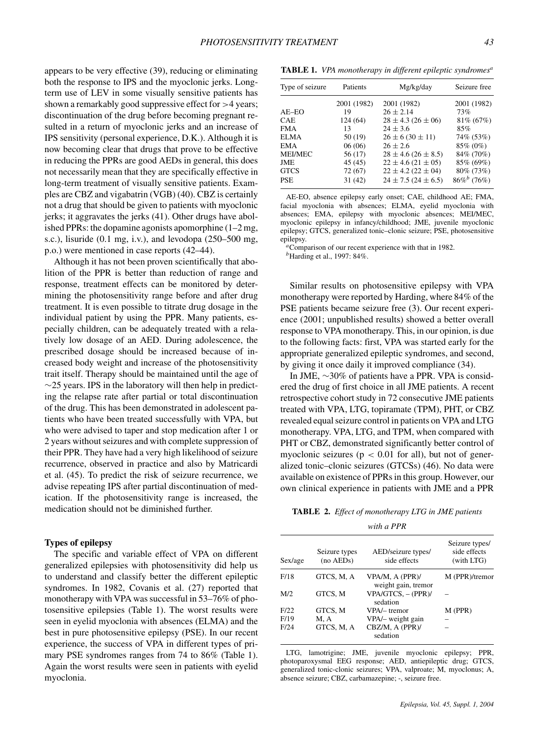appears to be very effective (39), reducing or eliminating both the response to IPS and the myoclonic jerks. Long-term use of LEV in some visually sensitive patients has shown a remarkably good suppressive effect for >4 years; discontinuation of the drug before becoming pregnant resulted in a return of myoclonic jerks and an increase of IPS sensitivity (personal experience, D.K.). Although it is now becoming clear that drugs that prove to be effective in reducing the PPRs are good AEDs in general, this does not necessarily mean that they are specifically effective in long-term treatment of visually sensitive patients. Examples are CBZ and vigabatrin (VGB) (40). CBZ is certainly not a drug that should be given to patients with myoclonic jerks; it aggravates the jerks (41). Other drugs have abolished PPRs: the dopamine agonists apomorphine (1–2 mg, s.c.), lisuride (0.1 mg, i.v.), and levodopa (250–500 mg, p.o.) were mentioned in case reports (42–44).

Although it has not been proven scientifically that abolition of the PPR is better than reduction of range and response, treatment effects can be monitored by determining the photosensitivity range before and after drug treatment. It is even possible to titrate drug dosage in the individual patient by using the PPR. Many patients, especially children, can be adequately treated with a relatively low dosage of an AED. During adolescence, the prescribed dosage should be increased because of increased body weight and increase of the photosensitivity trait itself. Therapy should be maintained until the age of ~25 years. IPS in the laboratory will then help in predicting the relapse rate after partial or total discontinuation of the drug. This has been demonstrated in adolescent patients who have been treated successfully with VPA, but who were advised to taper and stop medication after 1 or 2 years without seizures and with complete suppression of their PPR. They have had a very high likelihood of seizure recurrence, observed in practice and also by Matricardi et al. (45). To predict the risk of seizure recurrence, we advise repeating IPS after partial discontinuation of medication. If the photosensitivity range is increased, the medication should not be diminished further.

### Types of epilepsy

The specific and variable effect of VPA on different generalized epilepsies with photosensitivity did help us to understand and classify better the different epileptic syndromes. In 1982, Covanis et al. (27) reported that monotherapy with VPA was successful in 53–76% of photosensitive epilepsies (Table 1). The worst results were seen in eyelid myoclonia with absences (ELMA) and the best in pure photosensitive epilepsy (PSE). In our recent experience, the success of VPA in different types of primary PSE syndromes ranges from 74 to 86% (Table 1). Again the worst results were seen in patients with eyelid myoclonia.

**TABLE 1.** *VPA monotherapy in different epileptic syndromes*[a]

| Type of seizure | Patients | Mg/kg/day | Seizure free |
|---|---|---|---|
| | 2001 (1982) | 2001 (1982) | 2001 (1982) |
| AE–EO | 19 | $26 \pm 2.14$ | 73% |
| CAE | 124 (64) | $28 \pm 4.3$ ($26 \pm 06$) | 81% (67%) |
| FMA | 13 | $24 \pm 3.6$ | 85% |
| ELMA | 50 (19) | $26 \pm 6$ ($30 \pm 11$) | 74% (53%) |
| EMA | 06 (06) | $26 \pm 2.6$ | 85% (0%) |
| MEI/MEC | 56 (17) | $28 \pm 4.6$ ($26 \pm 8.5$) | 84% (70%) |
| JME | 45 (45) | $22 \pm 4.6$ ($21 \pm 05$) | 85% (69%) |
| GTCS | 72 (67) | $22 \pm 4.2$ ($22 \pm 04$) | 80% (73%) |
| PSE | 31 (42) | $24 \pm 7.5$ ($24 \pm 6.5$) | 86%[b] (76%) |

AE-EO, absence epilepsy early onset; CAE, childhood AE; FMA, facial myoclonia with absences; ELMA, eyelid myoclonia with absences; EMA, epilepsy with myoclonic absences; MEI/MEC, myoclonic epilepsy in infancy/childhood; JME, juvenile myoclonic epilepsy; GTCS, generalized tonic–clonic seizure; PSE, photosensitive epilepsy.

[a]Comparison of our recent experience with that in 1982.

[b]Harding et al., 1997: 84%.

Similar results on photosensitive epilepsy with VPA monotherapy were reported by Harding, where 84% of the PSE patients became seizure free (3). Our recent experience (2001; unpublished results) showed a better overall response to VPA monotherapy. This, in our opinion, is due to the following facts: first, VPA was started early for the appropriate generalized epileptic syndromes, and second, by giving it once daily it improved compliance (34).

In JME, ~30% of patients have a PPR. VPA is considered the drug of first choice in all JME patients. A recent retrospective cohort study in 72 consecutive JME patients treated with VPA, LTG, topiramate (TPM), PHT, or CBZ revealed equal seizure control in patients on VPA and LTG monotherapy. VPA, LTG, and TPM, when compared with PHT or CBZ, demonstrated significantly better control of myoclonic seizures ($p < 0.01$ for all), but not of generalized tonic–clonic seizures (GTCSs) (46). No data were available on existence of PPRs in this group. However, our own clinical experience in patients with JME and a PPR

**TABLE 2.** *Effect of monotherapy LTG in JME patients with a PPR*

| Sex/age | Seizure types (no AEDs) | AED/seizure types/ side effects | Seizure types/ side effects (with LTG) |
|---|---|---|---|
| F/18 | GTCS, M, A | VPA/M, A (PPR)/ weight gain, tremor | M (PPR)/tremor |
| M/2 | GTCS, M | VPA/GTCS, – (PPR)/ sedation | – |
| F/22 | GTCS, M | VPA/– tremor | M (PPR) |
| F/19 | M, A | VPA/– weight gain | – |
| F/24 | GTCS, M, A | CBZ/M, A (PPR)/ sedation | – |

LTG, lamotrigine; JME, juvenile myoclonic epilepsy; PPR, photoparoxysmal EEG response; AED, antiepileptic drug; GTCS, generalized tonic-clonic seizures; VPA, valproate; M, myoclonus; A, absence seizure; CBZ, carbamazepine; -, seizure free.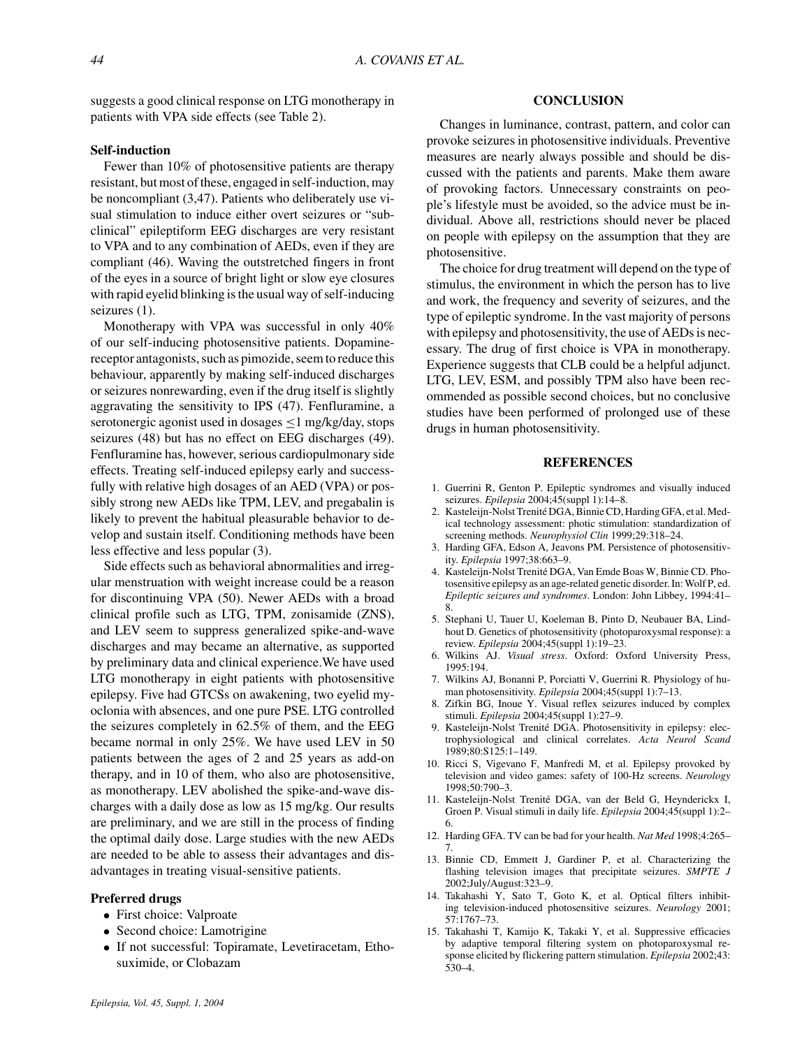suggests a good clinical response on LTG monotherapy in patients with VPA side effects (see Table 2).

### Self-induction

Fewer than 10% of photosensitive patients are therapy resistant, but most of these, engaged in self-induction, may be noncompliant (3,47). Patients who deliberately use visual stimulation to induce either overt seizures or "subclinical" epileptiform EEG discharges are very resistant to VPA and to any combination of AEDs, even if they are compliant (46). Waving the outstretched fingers in front of the eyes in a source of bright light or slow eye closures with rapid eyelid blinking is the usual way of self-inducing seizures (1).

Monotherapy with VPA was successful in only 40% of our self-inducing photosensitive patients. Dopamine-receptor antagonists, such as pimozide, seem to reduce this behaviour, apparently by making self-induced discharges or seizures nonrewarding, even if the drug itself is slightly aggravating the sensitivity to IPS (47). Fenfluramine, a serotonergic agonist used in dosages $\leq$1 mg/kg/day, stops seizures (48) but has no effect on EEG discharges (49). Fenfluramine has, however, serious cardiopulmonary side effects. Treating self-induced epilepsy early and successfully with relative high dosages of an AED (VPA) or possibly strong new AEDs like TPM, LEV, and pregabalin is likely to prevent the habitual pleasurable behavior to develop and sustain itself. Conditioning methods have been less effective and less popular (3).

Side effects such as behavioral abnormalities and irregular menstruation with weight increase could be a reason for discontinuing VPA (50). Newer AEDs with a broad clinical profile such as LTG, TPM, zonisamide (ZNS), and LEV seem to suppress generalized spike-and-wave discharges and may became an alternative, as supported by preliminary data and clinical experience.We have used LTG monotherapy in eight patients with photosensitive epilepsy. Five had GTCSs on awakening, two eyelid myoclonia with absences, and one pure PSE. LTG controlled the seizures completely in 62.5% of them, and the EEG became normal in only 25%. We have used LEV in 50 patients between the ages of 2 and 25 years as add-on therapy, and in 10 of them, who also are photosensitive, as monotherapy. LEV abolished the spike-and-wave discharges with a daily dose as low as 15 mg/kg. Our results are preliminary, and we are still in the process of finding the optimal daily dose. Large studies with the new AEDs are needed to be able to assess their advantages and disadvantages in treating visual-sensitive patients.

### Preferred drugs

- First choice: Valproate
- Second choice: Lamotrigine
- If not successful: Topiramate, Levetiracetam, Ethosuximide, or Clobazam

## CONCLUSION

Changes in luminance, contrast, pattern, and color can provoke seizures in photosensitive individuals. Preventive measures are nearly always possible and should be discussed with the patients and parents. Make them aware of provoking factors. Unnecessary constraints on people's lifestyle must be avoided, so the advice must be individual. Above all, restrictions should never be placed on people with epilepsy on the assumption that they are photosensitive.

The choice for drug treatment will depend on the type of stimulus, the environment in which the person has to live and work, the frequency and severity of seizures, and the type of epileptic syndrome. In the vast majority of persons with epilepsy and photosensitivity, the use of AEDs is necessary. The drug of first choice is VPA in monotherapy. Experience suggests that CLB could be a helpful adjunct. LTG, LEV, ESM, and possibly TPM also have been recommended as possible second choices, but no conclusive studies have been performed of prolonged use of these drugs in human photosensitivity.

## REFERENCES

1. Guerrini R, Genton P. Epileptic syndromes and visually induced seizures. *Epilepsia* 2004;45(suppl 1):14–8.
2. Kasteleijn-Nolst Trenité DGA, Binnie CD, Harding GFA, et al. Medical technology assessment: photic stimulation: standardization of screening methods. *Neurophysiol Clin* 1999;29:318–24.
3. Harding GFA, Edson A, Jeavons PM. Persistence of photosensitivity. *Epilepsia* 1997;38:663–9.
4. Kasteleijn-Nolst Trenité DGA, Van Emde Boas W, Binnie CD. Photosensitive epilepsy as an age-related genetic disorder. In: Wolf P, ed. *Epileptic seizures and syndromes*. London: John Libbey, 1994:41–8.
5. Stephani U, Tauer U, Koeleman B, Pinto D, Neubauer BA, Lindhout D. Genetics of photosensitivity (photoparoxysmal response): a review. *Epilepsia* 2004;45(suppl 1):19–23.
6. Wilkins AJ. *Visual stress*. Oxford: Oxford University Press, 1995:194.
7. Wilkins AJ, Bonanni P, Porciatti V, Guerrini R. Physiology of human photosensitivity. *Epilepsia* 2004;45(suppl 1):7–13.
8. Zifkin BG, Inoue Y. Visual reflex seizures induced by complex stimuli. *Epilepsia* 2004;45(suppl 1):27–9.
9. Kasteleijn-Nolst Trenité DGA. Photosensitivity in epilepsy: electrophysiological and clinical correlates. *Acta Neurol Scand* 1989;80:S125:1–149.
10. Ricci S, Vigevano F, Manfredi M, et al. Epilepsy provoked by television and video games: safety of 100-Hz screens. *Neurology* 1998;50:790–3.
11. Kasteleijn-Nolst Trenité DGA, van der Beld G, Heynderickx I, Groen P. Visual stimuli in daily life. *Epilepsia* 2004;45(suppl 1):2–6.
12. Harding GFA. TV can be bad for your health. *Nat Med* 1998;4:265–7.
13. Binnie CD, Emmett J, Gardiner P, et al. Characterizing the flashing television images that precipitate seizures. *SMPTE J* 2002;July/August:323–9.
14. Takahashi Y, Sato T, Goto K, et al. Optical filters inhibiting television-induced photosensitive seizures. *Neurology* 2001; 57:1767–73.
15. Takahashi T, Kamijo K, Takaki Y, et al. Suppressive efficacies by adaptive temporal filtering system on photoparoxysmal response elicited by flickering pattern stimulation. *Epilepsia* 2002;43: 530–4.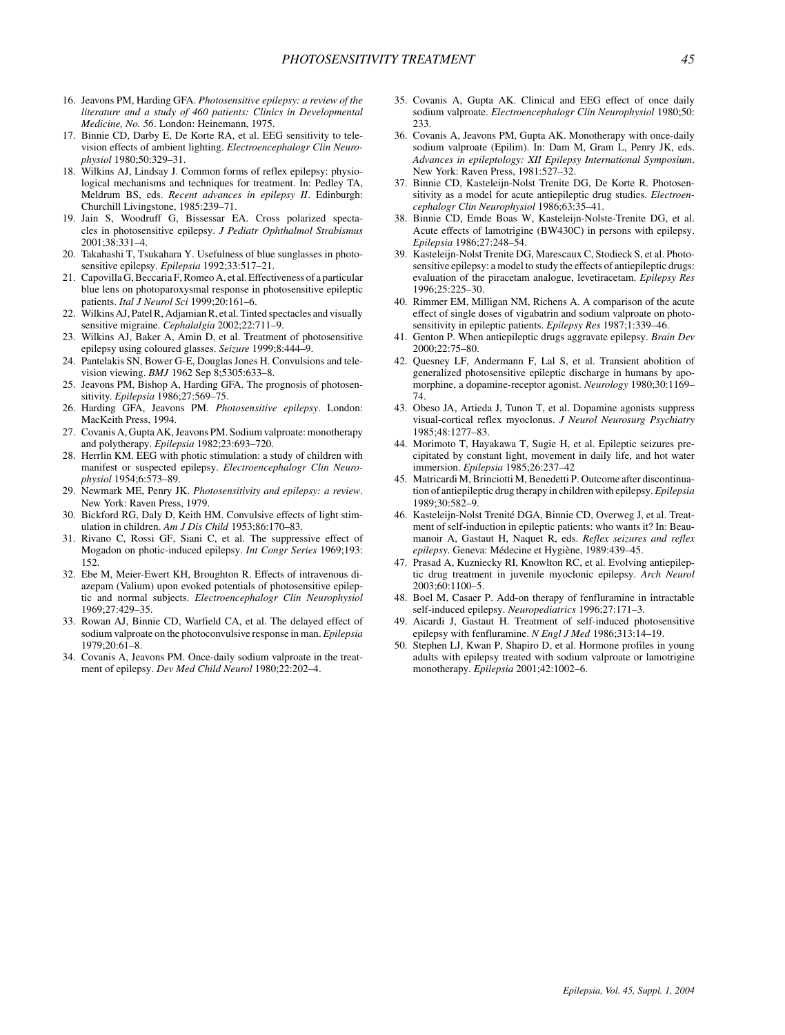16. Jeavons PM, Harding GFA. *Photosensitive epilepsy: a review of the literature and a study of 460 patients: Clinics in Developmental Medicine, No. 56*. London: Heinemann, 1975.
17. Binnie CD, Darby E, De Korte RA, et al. EEG sensitivity to television effects of ambient lighting. *Electroencephalogr Clin Neurophysiol* 1980;50:329–31.
18. Wilkins AJ, Lindsay J. Common forms of reflex epilepsy: physiological mechanisms and techniques for treatment. In: Pedley TA, Meldrum BS, eds. *Recent advances in epilepsy II*. Edinburgh: Churchill Livingstone, 1985:239–71.
19. Jain S, Woodruff G, Bissessar EA. Cross polarized spectacles in photosensitive epilepsy. *J Pediatr Ophthalmol Strabismus* 2001;38:331–4.
20. Takahashi T, Tsukahara Y. Usefulness of blue sunglasses in photosensitive epilepsy. *Epilepsia* 1992;33:517–21.
21. Capovilla G, Beccaria F, Romeo A, et al. Effectiveness of a particular blue lens on photoparoxysmal response in photosensitive epileptic patients. *Ital J Neurol Sci* 1999;20:161–6.
22. Wilkins AJ, Patel R, Adjamian R, et al. Tinted spectacles and visually sensitive migraine. *Cephalalgia* 2002;22:711–9.
23. Wilkins AJ, Baker A, Amin D, et al. Treatment of photosensitive epilepsy using coloured glasses. *Seizure* 1999;8:444–9.
24. Pantelakis SN, Bower G-E, Douglas Jones H. Convulsions and television viewing. *BMJ* 1962 Sep 8;5305:633–8.
25. Jeavons PM, Bishop A, Harding GFA. The prognosis of photosensitivity. *Epilepsia* 1986;27:569–75.
26. Harding GFA, Jeavons PM. *Photosensitive epilepsy*. London: MacKeith Press, 1994.
27. Covanis A, Gupta AK, Jeavons PM. Sodium valproate: monotherapy and polytherapy. *Epilepsia* 1982;23:693–720.
28. Herrlin KM. EEG with photic stimulation: a study of children with manifest or suspected epilepsy. *Electroencephalogr Clin Neurophysiol* 1954;6:573–89.
29. Newmark ME, Penry JK. *Photosensitivity and epilepsy: a review*. New York: Raven Press, 1979.
30. Bickford RG, Daly D, Keith HM. Convulsive effects of light stimulation in children. *Am J Dis Child* 1953;86:170–83.
31. Rivano C, Rossi GF, Siani C, et al. The suppressive effect of Mogadon on photic-induced epilepsy. *Int Congr Series* 1969;193: 152.
32. Ebe M, Meier-Ewert KH, Broughton R. Effects of intravenous diazepam (Valium) upon evoked potentials of photosensitive epileptic and normal subjects. *Electroencephalogr Clin Neurophysiol* 1969;27:429–35.
33. Rowan AJ, Binnie CD, Warfield CA, et al. The delayed effect of sodium valproate on the photoconvulsive response in man. *Epilepsia* 1979;20:61–8.
34. Covanis A, Jeavons PM. Once-daily sodium valproate in the treatment of epilepsy. *Dev Med Child Neurol* 1980;22:202–4.
35. Covanis A, Gupta AK. Clinical and EEG effect of once daily sodium valproate. *Electroencephalogr Clin Neurophysiol* 1980;50: 233.
36. Covanis A, Jeavons PM, Gupta AK. Monotherapy with once-daily sodium valproate (Epilim). In: Dam M, Gram L, Penry JK, eds. *Advances in epileptology: XII Epilepsy International Symposium*. New York: Raven Press, 1981:527–32.
37. Binnie CD, Kasteleijn-Nolst Trenite DG, De Korte R. Photosensitivity as a model for acute antiepileptic drug studies. *Electroencephalogr Clin Neurophysiol* 1986;63:35–41.
38. Binnie CD, Emde Boas W, Kasteleijn-Nolste-Trenite DG, et al. Acute effects of lamotrigine (BW430C) in persons with epilepsy. *Epilepsia* 1986;27:248–54.
39. Kasteleijn-Nolst Trenite DG, Marescaux C, Stodieck S, et al. Photosensitive epilepsy: a model to study the effects of antiepileptic drugs: evaluation of the piracetam analogue, levetiracetam. *Epilepsy Res* 1996;25:225–30.
40. Rimmer EM, Milligan NM, Richens A. A comparison of the acute effect of single doses of vigabatrin and sodium valproate on photosensitivity in epileptic patients. *Epilepsy Res* 1987;1:339–46.
41. Genton P. When antiepileptic drugs aggravate epilepsy. *Brain Dev* 2000;22:75–80.
42. Quesney LF, Andermann F, Lal S, et al. Transient abolition of generalized photosensitive epileptic discharge in humans by apomorphine, a dopamine-receptor agonist. *Neurology* 1980;30:1169–74.
43. Obeso JA, Artieda J, Tunon T, et al. Dopamine agonists suppress visual-cortical reflex myoclonus. *J Neurol Neurosurg Psychiatry* 1985;48:1277–83.
44. Morimoto T, Hayakawa T, Sugie H, et al. Epileptic seizures precipitated by constant light, movement in daily life, and hot water immersion. *Epilepsia* 1985;26:237–42
45. Matricardi M, Brinciotti M, Benedetti P. Outcome after discontinuation of antiepileptic drug therapy in children with epilepsy. *Epilepsia* 1989;30:582–9.
46. Kasteleijn-Nolst Trenité DGA, Binnie CD, Overweg J, et al. Treatment of self-induction in epileptic patients: who wants it? In: Beaumanoir A, Gastaut H, Naquet R, eds. *Reflex seizures and reflex epilepsy*. Geneva: Médecine et Hygiène, 1989:439–45.
47. Prasad A, Kuzniecky RI, Knowlton RC, et al. Evolving antiepileptic drug treatment in juvenile myoclonic epilepsy. *Arch Neurol* 2003;60:1100–5.
48. Boel M, Casaer P. Add-on therapy of fenfluramine in intractable self-induced epilepsy. *Neuropediatrics* 1996;27:171–3.
49. Aicardi J, Gastaut H. Treatment of self-induced photosensitive epilepsy with fenfluramine. *N Engl J Med* 1986;313:14–19.
50. Stephen LJ, Kwan P, Shapiro D, et al. Hormone profiles in young adults with epilepsy treated with sodium valproate or lamotrigine monotherapy. *Epilepsia* 2001;42:1002–6.